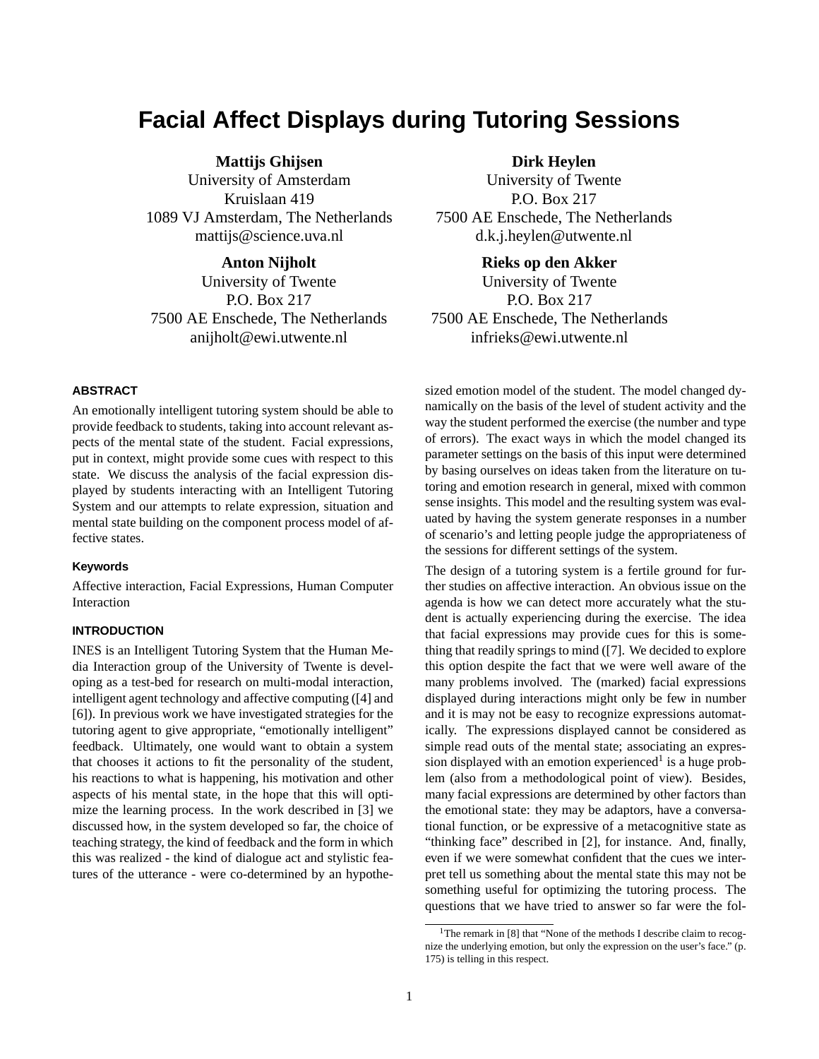# Facial Affect Displays during Tutoring Sessions

**Mattijs Ghijsen**
University of Amsterdam
Kruislaan 419
1089 VJ Amsterdam, The Netherlands
mattijs@science.uva.nl

**Dirk Heylen**
University of Twente
P.O. Box 217
7500 AE Enschede, The Netherlands
d.k.j.heylen@utwente.nl

**Anton Nijholt**
University of Twente
P.O. Box 217
7500 AE Enschede, The Netherlands
anijholt@ewi.utwente.nl

**Rieks op den Akker**
University of Twente
P.O. Box 217
7500 AE Enschede, The Netherlands
infrieks@ewi.utwente.nl

## ABSTRACT

An emotionally intelligent tutoring system should be able to provide feedback to students, taking into account relevant aspects of the mental state of the student. Facial expressions, put in context, might provide some cues with respect to this state. We discuss the analysis of the facial expression displayed by students interacting with an Intelligent Tutoring System and our attempts to relate expression, situation and mental state building on the component process model of affective states.

### Keywords

Affective interaction, Facial Expressions, Human Computer Interaction

## INTRODUCTION

INES is an Intelligent Tutoring System that the Human Media Interaction group of the University of Twente is developing as a test-bed for research on multi-modal interaction, intelligent agent technology and affective computing ([4] and [6]). In previous work we have investigated strategies for the tutoring agent to give appropriate, "emotionally intelligent" feedback. Ultimately, one would want to obtain a system that chooses it actions to fit the personality of the student, his reactions to what is happening, his motivation and other aspects of his mental state, in the hope that this will optimize the learning process. In the work described in [3] we discussed how, in the system developed so far, the choice of teaching strategy, the kind of feedback and the form in which this was realized - the kind of dialogue act and stylistic features of the utterance - were co-determined by an hypothesized emotion model of the student. The model changed dynamically on the basis of the level of student activity and the way the student performed the exercise (the number and type of errors). The exact ways in which the model changed its parameter settings on the basis of this input were determined by basing ourselves on ideas taken from the literature on tutoring and emotion research in general, mixed with common sense insights. This model and the resulting system was evaluated by having the system generate responses in a number of scenario's and letting people judge the appropriateness of the sessions for different settings of the system.

The design of a tutoring system is a fertile ground for further studies on affective interaction. An obvious issue on the agenda is how we can detect more accurately what the student is actually experiencing during the exercise. The idea that facial expressions may provide cues for this is something that readily springs to mind ([7]. We decided to explore this option despite the fact that we were well aware of the many problems involved. The (marked) facial expressions displayed during interactions might only be few in number and it is may not be easy to recognize expressions automatically. The expressions displayed cannot be considered as simple read outs of the mental state; associating an expression displayed with an emotion experienced[1] is a huge problem (also from a methodological point of view). Besides, many facial expressions are determined by other factors than the emotional state: they may be adaptors, have a conversational function, or be expressive of a metacognitive state as "thinking face" described in [2], for instance. And, finally, even if we were somewhat confident that the cues we interpret tell us something about the mental state this may not be something useful for optimizing the tutoring process. The questions that we have tried to answer so far were the fol-

[1]The remark in [8] that "None of the methods I describe claim to recognize the underlying emotion, but only the expression on the user's face." (p. 175) is telling in this respect.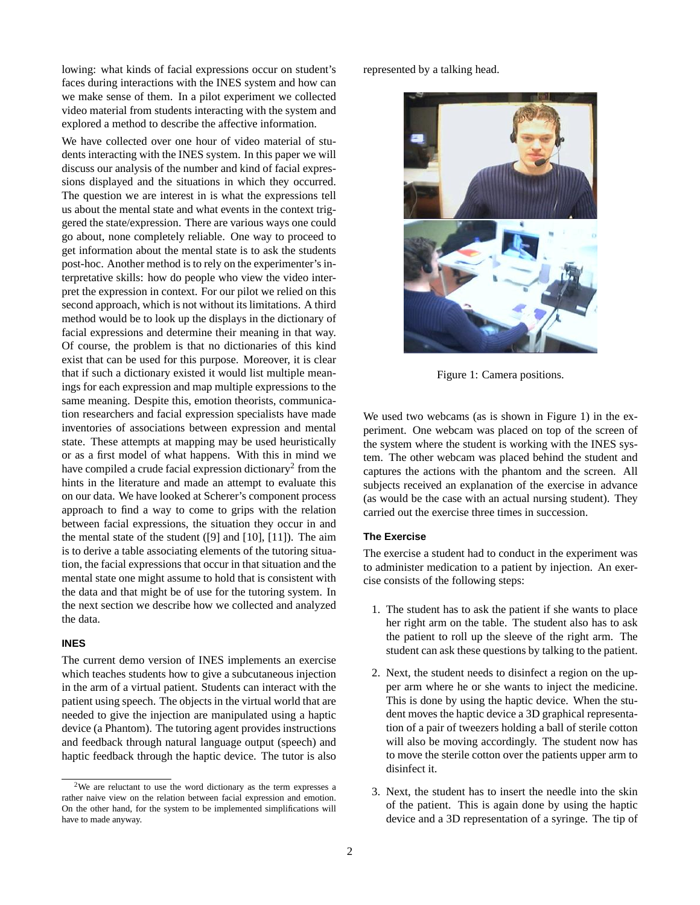lowing: what kinds of facial expressions occur on student's faces during interactions with the INES system and how can we make sense of them. In a pilot experiment we collected video material from students interacting with the system and explored a method to describe the affective information.

We have collected over one hour of video material of students interacting with the INES system. In this paper we will discuss our analysis of the number and kind of facial expressions displayed and the situations in which they occurred. The question we are interest in is what the expressions tell us about the mental state and what events in the context triggered the state/expression. There are various ways one could go about, none completely reliable. One way to proceed to get information about the mental state is to ask the students post-hoc. Another method is to rely on the experimenter's interpretative skills: how do people who view the video interpret the expression in context. For our pilot we relied on this second approach, which is not without its limitations. A third method would be to look up the displays in the dictionary of facial expressions and determine their meaning in that way. Of course, the problem is that no dictionaries of this kind exist that can be used for this purpose. Moreover, it is clear that if such a dictionary existed it would list multiple meanings for each expression and map multiple expressions to the same meaning. Despite this, emotion theorists, communication researchers and facial expression specialists have made inventories of associations between expression and mental state. These attempts at mapping may be used heuristically or as a first model of what happens. With this in mind we have compiled a crude facial expression dictionary[2] from the hints in the literature and made an attempt to evaluate this on our data. We have looked at Scherer's component process approach to find a way to come to grips with the relation between facial expressions, the situation they occur in and the mental state of the student ([9] and [10], [11]). The aim is to derive a table associating elements of the tutoring situation, the facial expressions that occur in that situation and the mental state one might assume to hold that is consistent with the data and that might be of use for the tutoring system. In the next section we describe how we collected and analyzed the data.

### INES

The current demo version of INES implements an exercise which teaches students how to give a subcutaneous injection in the arm of a virtual patient. Students can interact with the patient using speech. The objects in the virtual world that are needed to give the injection are manipulated using a haptic device (a Phantom). The tutoring agent provides instructions and feedback through natural language output (speech) and haptic feedback through the haptic device. The tutor is also represented by a talking head.

Figure 1: Camera positions.

We used two webcams (as is shown in Figure 1) in the experiment. One webcam was placed on top of the screen of the system where the student is working with the INES system. The other webcam was placed behind the student and captures the actions with the phantom and the screen. All subjects received an explanation of the exercise in advance (as would be the case with an actual nursing student). They carried out the exercise three times in succession.

### The Exercise

The exercise a student had to conduct in the experiment was to administer medication to a patient by injection. An exercise consists of the following steps:

1. The student has to ask the patient if she wants to place her right arm on the table. The student also has to ask the patient to roll up the sleeve of the right arm. The student can ask these questions by talking to the patient.
2. Next, the student needs to disinfect a region on the upper arm where he or she wants to inject the medicine. This is done by using the haptic device. When the student moves the haptic device a 3D graphical representation of a pair of tweezers holding a ball of sterile cotton will also be moving accordingly. The student now has to move the sterile cotton over the patients upper arm to disinfect it.
3. Next, the student has to insert the needle into the skin of the patient. This is again done by using the haptic device and a 3D representation of a syringe. The tip of

[2] We are reluctant to use the word dictionary as the term expresses a rather naive view on the relation between facial expression and emotion. On the other hand, for the system to be implemented simplifications will have to made anyway.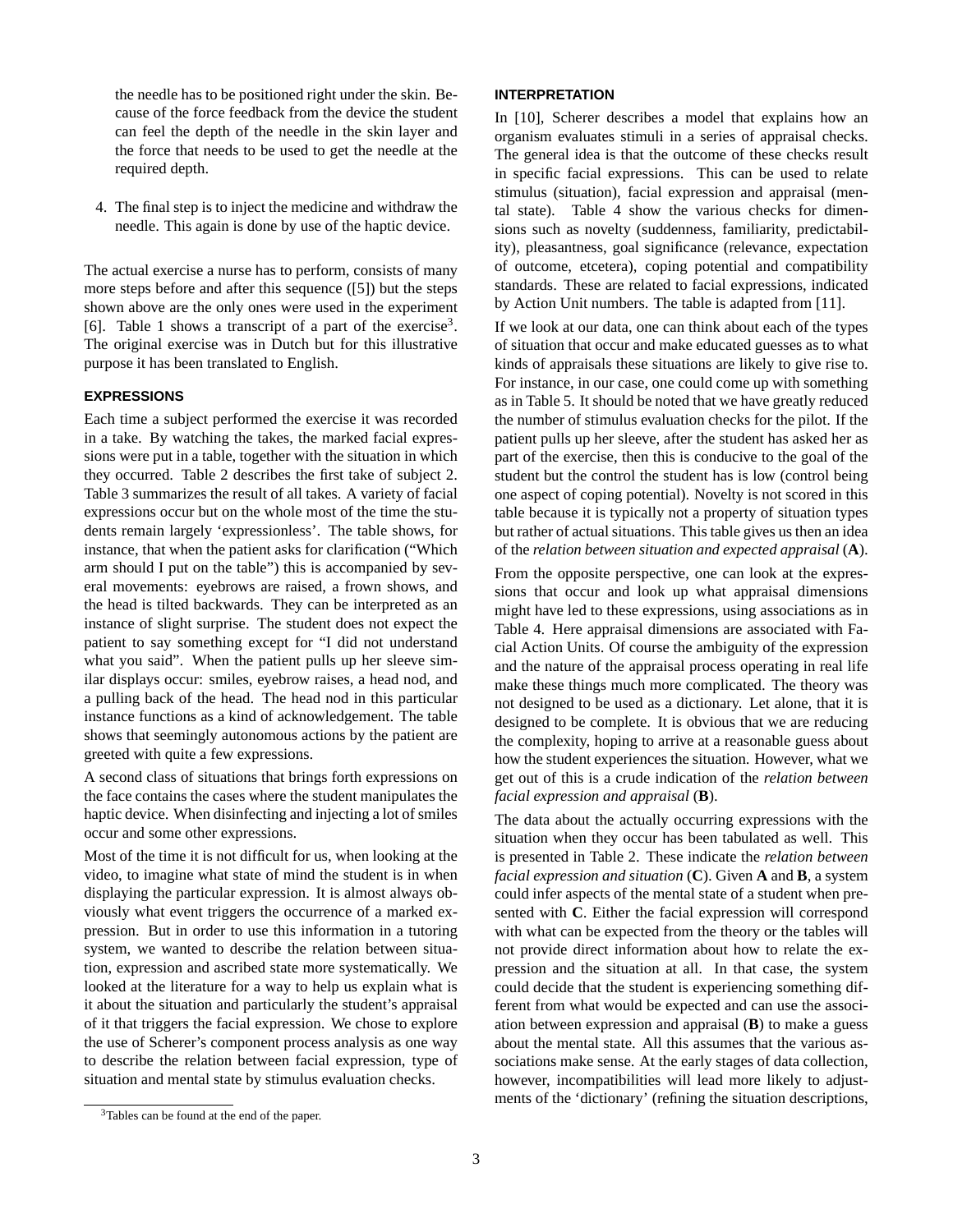the needle has to be positioned right under the skin. Because of the force feedback from the device the student can feel the depth of the needle in the skin layer and the force that needs to be used to get the needle at the required depth.

4. The final step is to inject the medicine and withdraw the needle. This again is done by use of the haptic device.

The actual exercise a nurse has to perform, consists of many more steps before and after this sequence ([5]) but the steps shown above are the only ones were used in the experiment [6]. Table 1 shows a transcript of a part of the exercise[3]. The original exercise was in Dutch but for this illustrative purpose it has been translated to English.

### EXPRESSIONS

Each time a subject performed the exercise it was recorded in a take. By watching the takes, the marked facial expressions were put in a table, together with the situation in which they occurred. Table 2 describes the first take of subject 2. Table 3 summarizes the result of all takes. A variety of facial expressions occur but on the whole most of the time the students remain largely 'expressionless'. The table shows, for instance, that when the patient asks for clarification ("Which arm should I put on the table") this is accompanied by several movements: eyebrows are raised, a frown shows, and the head is tilted backwards. They can be interpreted as an instance of slight surprise. The student does not expect the patient to say something except for "I did not understand what you said". When the patient pulls up her sleeve similar displays occur: smiles, eyebrow raises, a head nod, and a pulling back of the head. The head nod in this particular instance functions as a kind of acknowledgement. The table shows that seemingly autonomous actions by the patient are greeted with quite a few expressions.

A second class of situations that brings forth expressions on the face contains the cases where the student manipulates the haptic device. When disinfecting and injecting a lot of smiles occur and some other expressions.

Most of the time it is not difficult for us, when looking at the video, to imagine what state of mind the student is in when displaying the particular expression. It is almost always obviously what event triggers the occurrence of a marked expression. But in order to use this information in a tutoring system, we wanted to describe the relation between situation, expression and ascribed state more systematically. We looked at the literature for a way to help us explain what is it about the situation and particularly the student's appraisal of it that triggers the facial expression. We chose to explore the use of Scherer's component process analysis as one way to describe the relation between facial expression, type of situation and mental state by stimulus evaluation checks.

[3]Tables can be found at the end of the paper.

### INTERPRETATION

In [10], Scherer describes a model that explains how an organism evaluates stimuli in a series of appraisal checks. The general idea is that the outcome of these checks result in specific facial expressions. This can be used to relate stimulus (situation), facial expression and appraisal (mental state). Table 4 show the various checks for dimensions such as novelty (suddenness, familiarity, predictability), pleasantness, goal significance (relevance, expectation of outcome, etcetera), coping potential and compatibility standards. These are related to facial expressions, indicated by Action Unit numbers. The table is adapted from [11].

If we look at our data, one can think about each of the types of situation that occur and make educated guesses as to what kinds of appraisals these situations are likely to give rise to. For instance, in our case, one could come up with something as in Table 5. It should be noted that we have greatly reduced the number of stimulus evaluation checks for the pilot. If the patient pulls up her sleeve, after the student has asked her as part of the exercise, then this is conducive to the goal of the student but the control the student has is low (control being one aspect of coping potential). Novelty is not scored in this table because it is typically not a property of situation types but rather of actual situations. This table gives us then an idea of the *relation between situation and expected appraisal* (**A**).

From the opposite perspective, one can look at the expressions that occur and look up what appraisal dimensions might have led to these expressions, using associations as in Table 4. Here appraisal dimensions are associated with Facial Action Units. Of course the ambiguity of the expression and the nature of the appraisal process operating in real life make these things much more complicated. The theory was not designed to be used as a dictionary. Let alone, that it is designed to be complete. It is obvious that we are reducing the complexity, hoping to arrive at a reasonable guess about how the student experiences the situation. However, what we get out of this is a crude indication of the *relation between facial expression and appraisal* (**B**).

The data about the actually occurring expressions with the situation when they occur has been tabulated as well. This is presented in Table 2. These indicate the *relation between facial expression and situation* (**C**). Given **A** and **B**, a system could infer aspects of the mental state of a student when presented with **C**. Either the facial expression will correspond with what can be expected from the theory or the tables will not provide direct information about how to relate the expression and the situation at all. In that case, the system could decide that the student is experiencing something different from what would be expected and can use the association between expression and appraisal (**B**) to make a guess about the mental state. All this assumes that the various associations make sense. At the early stages of data collection, however, incompatibilities will lead more likely to adjustments of the 'dictionary' (refining the situation descriptions,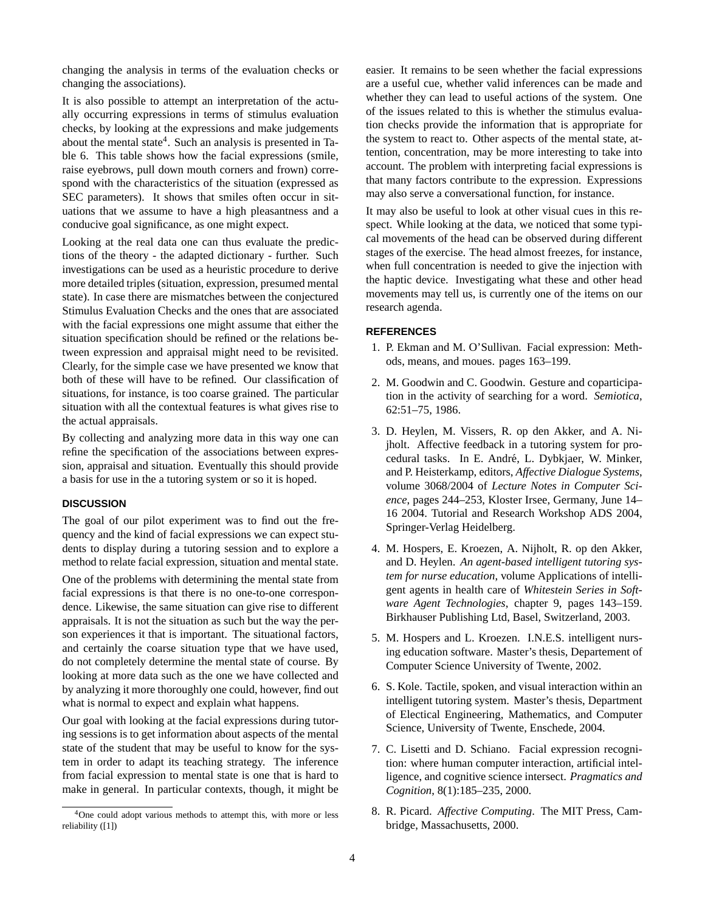changing the analysis in terms of the evaluation checks or changing the associations).

It is also possible to attempt an interpretation of the actually occurring expressions in terms of stimulus evaluation checks, by looking at the expressions and make judgements about the mental state[4]. Such an analysis is presented in Table 6. This table shows how the facial expressions (smile, raise eyebrows, pull down mouth corners and frown) correspond with the characteristics of the situation (expressed as SEC parameters). It shows that smiles often occur in situations that we assume to have a high pleasantness and a conducive goal significance, as one might expect.

Looking at the real data one can thus evaluate the predictions of the theory - the adapted dictionary - further. Such investigations can be used as a heuristic procedure to derive more detailed triples (situation, expression, presumed mental state). In case there are mismatches between the conjectured Stimulus Evaluation Checks and the ones that are associated with the facial expressions one might assume that either the situation specification should be refined or the relations between expression and appraisal might need to be revisited. Clearly, for the simple case we have presented we know that both of these will have to be refined. Our classification of situations, for instance, is too coarse grained. The particular situation with all the contextual features is what gives rise to the actual appraisals.

By collecting and analyzing more data in this way one can refine the specification of the associations between expression, appraisal and situation. Eventually this should provide a basis for use in the a tutoring system or so it is hoped.

[4]One could adopt various methods to attempt this, with more or less reliability ([1])

## DISCUSSION

The goal of our pilot experiment was to find out the frequency and the kind of facial expressions we can expect students to display during a tutoring session and to explore a method to relate facial expression, situation and mental state.

One of the problems with determining the mental state from facial expressions is that there is no one-to-one correspondence. Likewise, the same situation can give rise to different appraisals. It is not the situation as such but the way the person experiences it that is important. The situational factors, and certainly the coarse situation type that we have used, do not completely determine the mental state of course. By looking at more data such as the one we have collected and by analyzing it more thoroughly one could, however, find out what is normal to expect and explain what happens.

Our goal with looking at the facial expressions during tutoring sessions is to get information about aspects of the mental state of the student that may be useful to know for the system in order to adapt its teaching strategy. The inference from facial expression to mental state is one that is hard to make in general. In particular contexts, though, it might be easier. It remains to be seen whether the facial expressions are a useful cue, whether valid inferences can be made and whether they can lead to useful actions of the system. One of the issues related to this is whether the stimulus evaluation checks provide the information that is appropriate for the system to react to. Other aspects of the mental state, attention, concentration, may be more interesting to take into account. The problem with interpreting facial expressions is that many factors contribute to the expression. Expressions may also serve a conversational function, for instance.

It may also be useful to look at other visual cues in this respect. While looking at the data, we noticed that some typical movements of the head can be observed during different stages of the exercise. The head almost freezes, for instance, when full concentration is needed to give the injection with the haptic device. Investigating what these and other head movements may tell us, is currently one of the items on our research agenda.

## REFERENCES

1. P. Ekman and M. O'Sullivan. Facial expression: Methods, means, and moues. pages 163–199.
2. M. Goodwin and C. Goodwin. Gesture and coparticipation in the activity of searching for a word. *Semiotica*, 62:51–75, 1986.
3. D. Heylen, M. Vissers, R. op den Akker, and A. Nijholt. Affective feedback in a tutoring system for procedural tasks. In E. André, L. Dybkjaer, W. Minker, and P. Heisterkamp, editors, *Affective Dialogue Systems*, volume 3068/2004 of *Lecture Notes in Computer Science*, pages 244–253, Kloster Irsee, Germany, June 14–16 2004. Tutorial and Research Workshop ADS 2004, Springer-Verlag Heidelberg.
4. M. Hospers, E. Kroezen, A. Nijholt, R. op den Akker, and D. Heylen. *An agent-based intelligent tutoring system for nurse education*, volume Applications of intelligent agents in health care of *Whitestein Series in Software Agent Technologies*, chapter 9, pages 143–159. Birkhauser Publishing Ltd, Basel, Switzerland, 2003.
5. M. Hospers and L. Kroezen. I.N.E.S. intelligent nursing education software. Master's thesis, Departement of Computer Science University of Twente, 2002.
6. S. Kole. Tactile, spoken, and visual interaction within an intelligent tutoring system. Master's thesis, Department of Electical Engineering, Mathematics, and Computer Science, University of Twente, Enschede, 2004.
7. C. Lisetti and D. Schiano. Facial expression recognition: where human computer interaction, artificial intelligence, and cognitive science intersect. *Pragmatics and Cognition*, 8(1):185–235, 2000.
8. R. Picard. *Affective Computing*. The MIT Press, Cambridge, Massachusetts, 2000.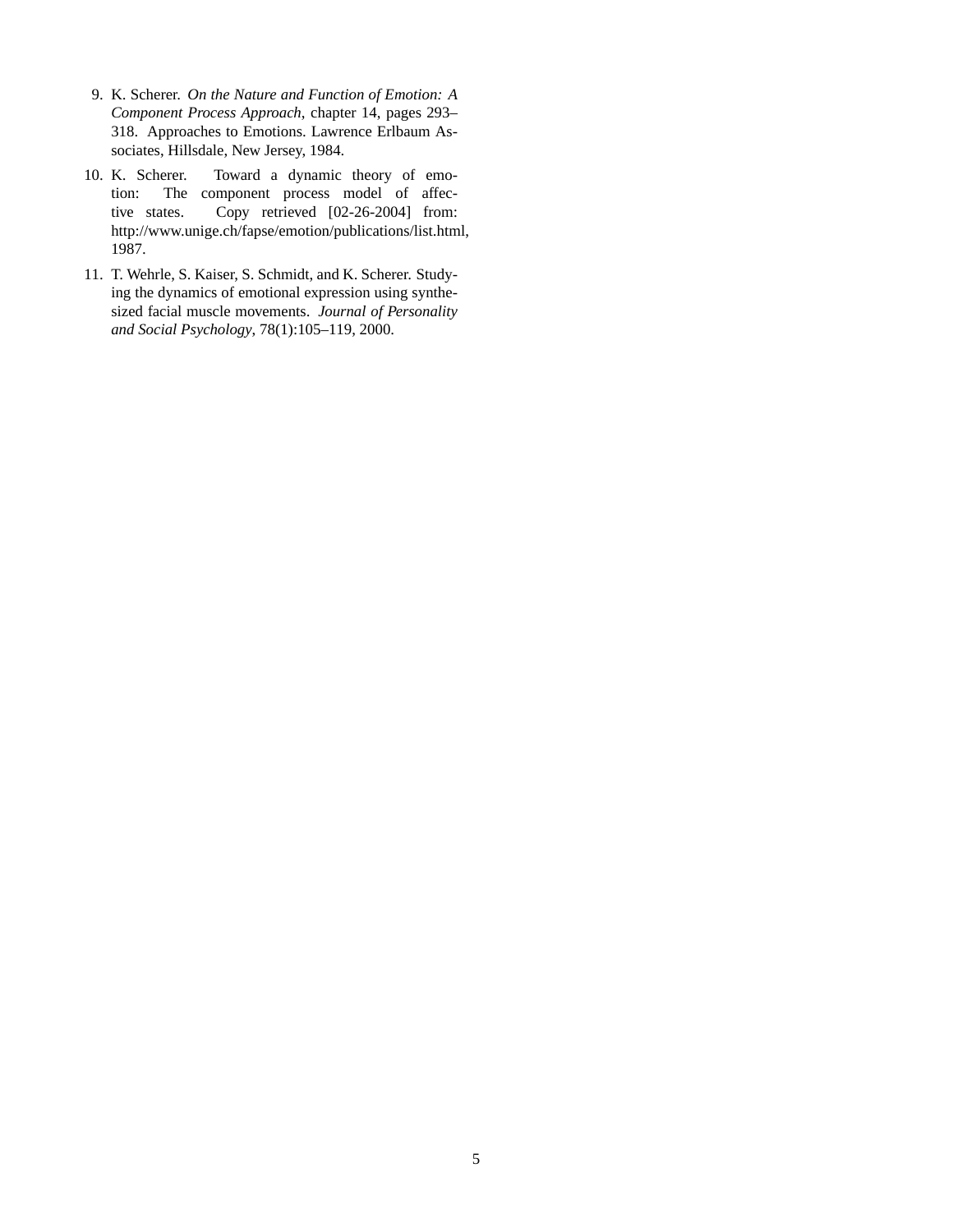9. K. Scherer. *On the Nature and Function of Emotion: A Component Process Approach*, chapter 14, pages 293–318. Approaches to Emotions. Lawrence Erlbaum Associates, Hillsdale, New Jersey, 1984.

10. K. Scherer. Toward a dynamic theory of emotion: The component process model of affective states. Copy retrieved [02-26-2004] from: http://www.unige.ch/fapse/emotion/publications/list.html, 1987.

11. T. Wehrle, S. Kaiser, S. Schmidt, and K. Scherer. Studying the dynamics of emotional expression using synthesized facial muscle movements. *Journal of Personality and Social Psychology*, 78(1):105–119, 2000.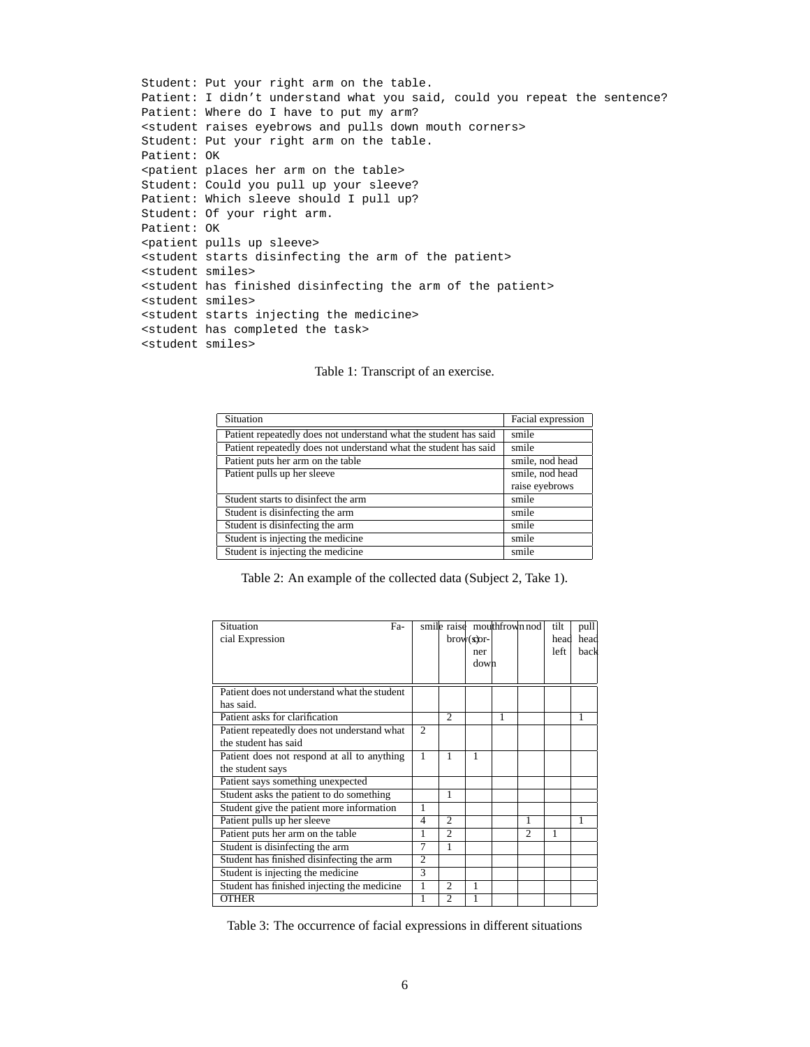```
Student: Put your right arm on the table.
Patient: I didn't understand what you said, could you repeat the sentence?
Patient: Where do I have to put my arm?
<student raises eyebrows and pulls down mouth corners>
Student: Put your right arm on the table.
Patient: OK
<patient places her arm on the table>
Student: Could you pull up your sleeve?
Patient: Which sleeve should I pull up?
Student: Of your right arm.
Patient: OK
<patient pulls up sleeve>
<student starts disinfecting the arm of the patient>
<student smiles>
<student has finished disinfecting the arm of the patient>
<student smiles>
<student starts injecting the medicine>
<student has completed the task>
<student smiles>
```

Table 1: Transcript of an exercise.

| Situation | Facial expression |
|---|---|
| Patient repeatedly does not understand what the student has said | smile |
| Patient repeatedly does not understand what the student has said | smile |
| Patient puts her arm on the table | smile, nod head |
| Patient pulls up her sleeve | smile, nod head<br>raise eyebrows |
| Student starts to disinfect the arm | smile |
| Student is disinfecting the arm | smile |
| Student is disinfecting the arm | smile |
| Student is injecting the medicine | smile |
| Student is injecting the medicine | smile |

Table 2: An example of the collected data (Subject 2, Take 1).

| Situation Facial Expression | smile | raise brow(s) | mouth corner down | frown | nod | tilt head left | pull head back |
|---|---|---|---|---|---|---|---|
| Patient does not understand what the student has said. | | | | | | | |
| Patient asks for clarification | | 2 | | 1 | | | 1 |
| Patient repeatedly does not understand what the student has said | 2 | | | | | | |
| Patient does not respond at all to anything the student says | 1 | 1 | 1 | | | | |
| Patient says something unexpected | | | | | | | |
| Student asks the patient to do something | | 1 | | | | | |
| Student give the patient more information | 1 | | | | | | |
| Patient pulls up her sleeve | 4 | 2 | | | 1 | | 1 |
| Patient puts her arm on the table | 1 | 2 | | | 2 | 1 | |
| Student is disinfecting the arm | 7 | 1 | | | | | |
| Student has finished disinfecting the arm | 2 | | | | | | |
| Student is injecting the medicine | 3 | | | | | | |
| Student has finished injecting the medicine | 1 | 2 | 1 | | | | |
| OTHER | 1 | 2 | 1 | | | | |

Table 3: The occurrence of facial expressions in different situations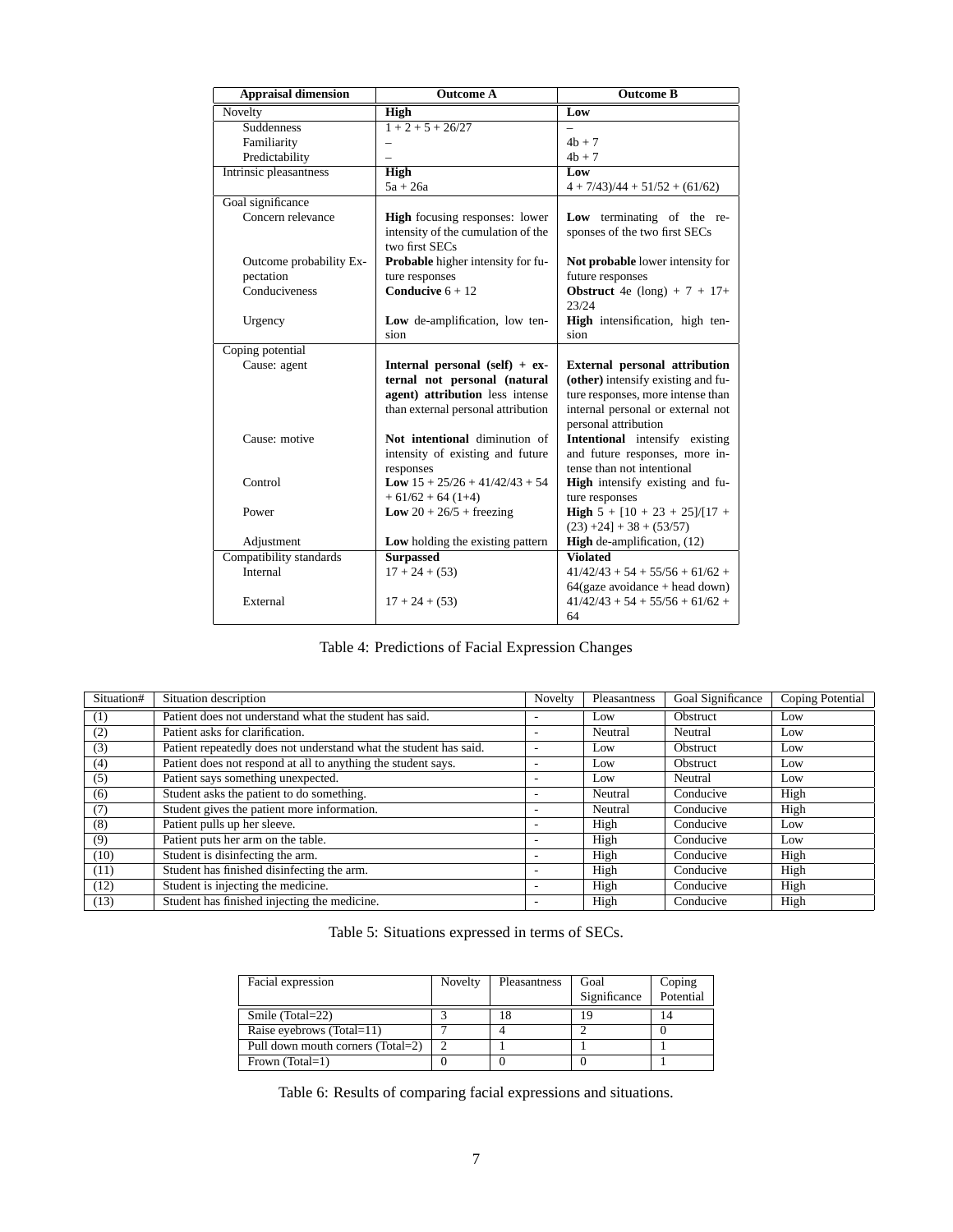| Appraisal dimension | Outcome A | Outcome B |
|---|---|---|
| Novelty | **High** | **Low** |
| Suddenness | 1 + 2 + 5 + 26/27 | – |
| Familiarity | – | 4b + 7 |
| Predictability | – | 4b + 7 |
| Intrinsic pleasantness | **High** 5a + 26a | **Low** 4 + 7/43)/44 + 51/52 + (61/62) |
| Goal significance | | |
| Concern relevance | **High** focusing responses: lower intensity of the cumulation of the two first SECs | **Low** terminating of the responses of the two first SECs |
| Outcome probability Expectation | **Probable** higher intensity for future responses | **Not probable** lower intensity for future responses |
| Conduciveness | **Conducive** 6 + 12 | **Obstruct** 4e (long) + 7 + 17+ 23/24 |
| Urgency | **Low** de-amplification, low tension | **High** intensification, high tension |
| Coping potential | | |
| Cause: agent | **Internal personal (self) + external not personal (natural agent) attribution** less intense than external personal attribution | **External personal attribution (other)** intensify existing and future responses, more intense than internal personal or external not personal attribution |
| Cause: motive | **Not intentional** diminution of intensity of existing and future responses | **Intentional** intensify existing and future responses, more intense than not intentional |
| Control | **Low** 15 + 25/26 + 41/42/43 + 54 + 61/62 + 64 (1+4) | **High** intensify existing and future responses |
| Power | **Low** 20 + 26/5 + freezing | **High** 5 + [10 + 23 + 25]/[17 + (23) +24] + 38 + (53/57) |
| Adjustment | **Low** holding the existing pattern | **High** de-amplification, (12) |
| Compatibility standards | **Surpassed** | **Violated** |
| Internal | 17 + 24 + (53) | 41/42/43 + 54 + 55/56 + 61/62 + 64(gaze avoidance + head down) |
| External | 17 + 24 + (53) | 41/42/43 + 54 + 55/56 + 61/62 + 64 |

Table 4: Predictions of Facial Expression Changes

| Situation# | Situation description | Novelty | Pleasantness | Goal Significance | Coping Potential |
|---|---|---|---|---|---|
| (1) | Patient does not understand what the student has said. | - | Low | Obstruct | Low |
| (2) | Patient asks for clarification. | - | Neutral | Neutral | Low |
| (3) | Patient repeatedly does not understand what the student has said. | - | Low | Obstruct | Low |
| (4) | Patient does not respond at all to anything the student says. | - | Low | Obstruct | Low |
| (5) | Patient says something unexpected. | - | Low | Neutral | Low |
| (6) | Student asks the patient to do something. | - | Neutral | Conducive | High |
| (7) | Student gives the patient more information. | - | Neutral | Conducive | High |
| (8) | Patient pulls up her sleeve. | - | High | Conducive | Low |
| (9) | Patient puts her arm on the table. | - | High | Conducive | Low |
| (10) | Student is disinfecting the arm. | - | High | Conducive | High |
| (11) | Student has finished disinfecting the arm. | - | High | Conducive | High |
| (12) | Student is injecting the medicine. | - | High | Conducive | High |
| (13) | Student has finished injecting the medicine. | - | High | Conducive | High |

Table 5: Situations expressed in terms of SECs.

| Facial expression | Novelty | Pleasantness | Goal Significance | Coping Potential |
|---|---|---|---|---|
| Smile (Total=22) | 3 | 18 | 19 | 14 |
| Raise eyebrows (Total=11) | 7 | 4 | 2 | 0 |
| Pull down mouth corners (Total=2) | 2 | 1 | 1 | 1 |
| Frown (Total=1) | 0 | 0 | 0 | 1 |

Table 6: Results of comparing facial expressions and situations.